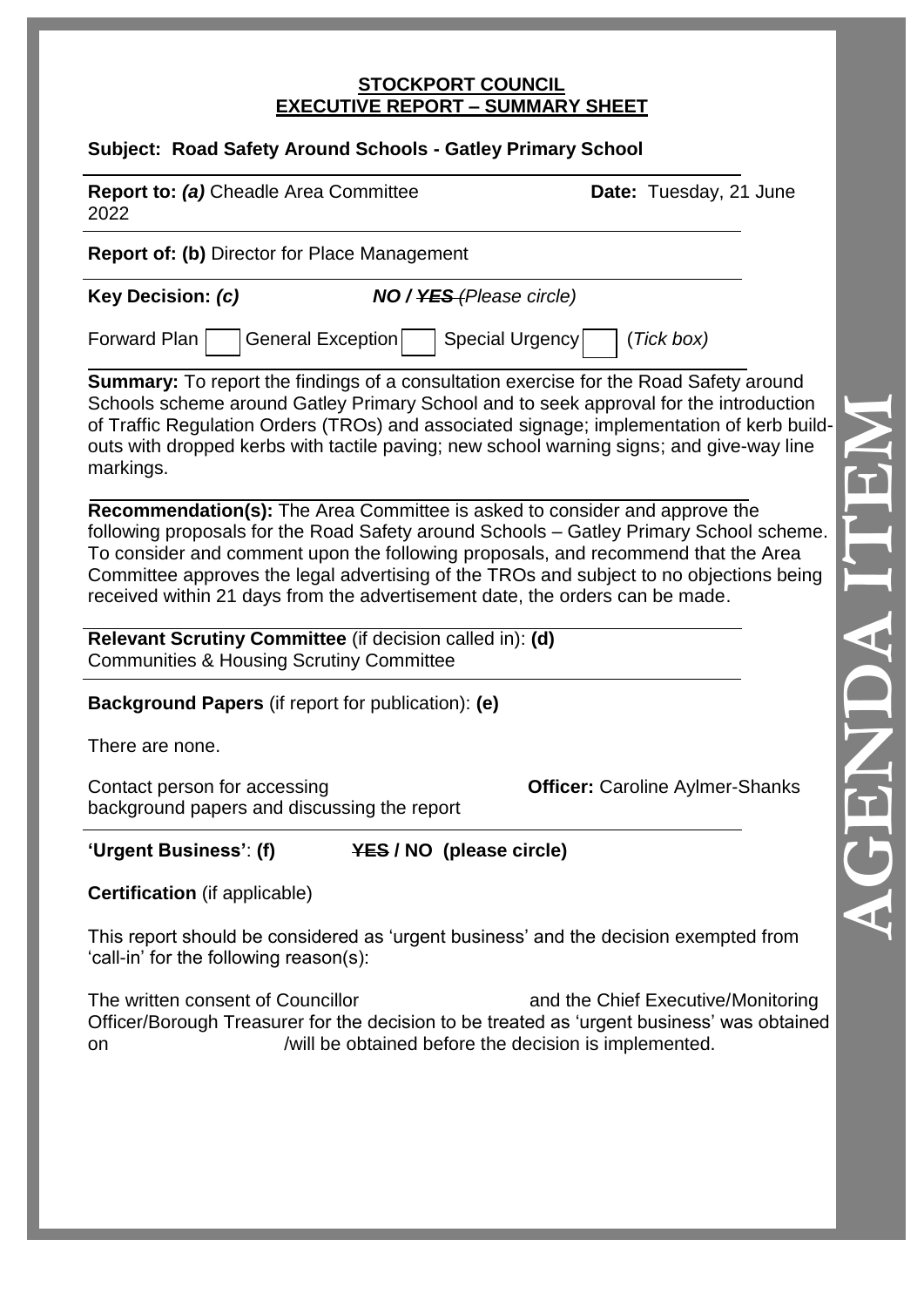**STOCKPORT COUNCIL**
**EXECUTIVE REPORT – SUMMARY SHEET**

**Subject: Road Safety Around Schools - Gatley Primary School**

**Report to:** ***(a)*** Cheadle Area Committee **Date:** Tuesday, 21 June 2022

**Report of: (b)** Director for Place Management

**Key Decision:** ***(c)*** ***NO / ~~YES~~*** *(Please circle)*

Forward Plan [ ] General Exception [ ] Special Urgency [ ] (*Tick box)*

**Summary:** To report the findings of a consultation exercise for the Road Safety around Schools scheme around Gatley Primary School and to seek approval for the introduction of Traffic Regulation Orders (TROs) and associated signage; implementation of kerb build-outs with dropped kerbs with tactile paving; new school warning signs; and give-way line markings.

**Recommendation(s):** The Area Committee is asked to consider and approve the following proposals for the Road Safety around Schools – Gatley Primary School scheme. To consider and comment upon the following proposals, and recommend that the Area Committee approves the legal advertising of the TROs and subject to no objections being received within 21 days from the advertisement date, the orders can be made.

**Relevant Scrutiny Committee** (if decision called in): **(d)**
Communities & Housing Scrutiny Committee

**Background Papers** (if report for publication): **(e)**

There are none.

Contact person for accessing background papers and discussing the report **Officer:** Caroline Aylmer-Shanks

**'Urgent Business'**: **(f)** **~~YES~~ / NO (please circle)**

**Certification** (if applicable)

This report should be considered as 'urgent business' and the decision exempted from 'call-in' for the following reason(s):

The written consent of Councillor and the Chief Executive/Monitoring Officer/Borough Treasurer for the decision to be treated as 'urgent business' was obtained on /will be obtained before the decision is implemented.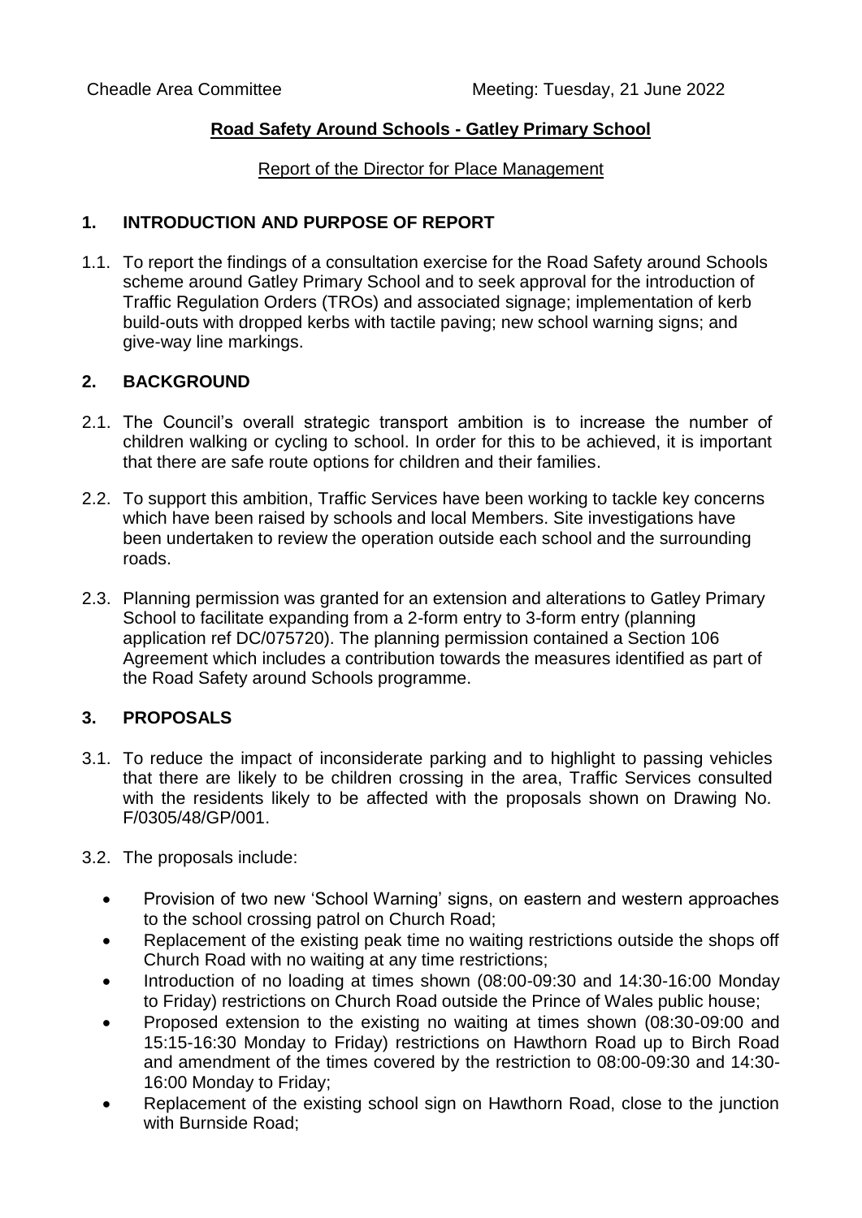Cheadle Area Committee Meeting: Tuesday, 21 June 2022

**Road Safety Around Schools - Gatley Primary School**

Report of the Director for Place Management

## 1. INTRODUCTION AND PURPOSE OF REPORT

1.1. To report the findings of a consultation exercise for the Road Safety around Schools scheme around Gatley Primary School and to seek approval for the introduction of Traffic Regulation Orders (TROs) and associated signage; implementation of kerb build-outs with dropped kerbs with tactile paving; new school warning signs; and give-way line markings.

## 2. BACKGROUND

2.1. The Council's overall strategic transport ambition is to increase the number of children walking or cycling to school. In order for this to be achieved, it is important that there are safe route options for children and their families.

2.2. To support this ambition, Traffic Services have been working to tackle key concerns which have been raised by schools and local Members. Site investigations have been undertaken to review the operation outside each school and the surrounding roads.

2.3. Planning permission was granted for an extension and alterations to Gatley Primary School to facilitate expanding from a 2-form entry to 3-form entry (planning application ref DC/075720). The planning permission contained a Section 106 Agreement which includes a contribution towards the measures identified as part of the Road Safety around Schools programme.

## 3. PROPOSALS

3.1. To reduce the impact of inconsiderate parking and to highlight to passing vehicles that there are likely to be children crossing in the area, Traffic Services consulted with the residents likely to be affected with the proposals shown on Drawing No. F/0305/48/GP/001.

3.2. The proposals include:

- Provision of two new 'School Warning' signs, on eastern and western approaches to the school crossing patrol on Church Road;
- Replacement of the existing peak time no waiting restrictions outside the shops off Church Road with no waiting at any time restrictions;
- Introduction of no loading at times shown (08:00-09:30 and 14:30-16:00 Monday to Friday) restrictions on Church Road outside the Prince of Wales public house;
- Proposed extension to the existing no waiting at times shown (08:30-09:00 and 15:15-16:30 Monday to Friday) restrictions on Hawthorn Road up to Birch Road and amendment of the times covered by the restriction to 08:00-09:30 and 14:30-16:00 Monday to Friday;
- Replacement of the existing school sign on Hawthorn Road, close to the junction with Burnside Road;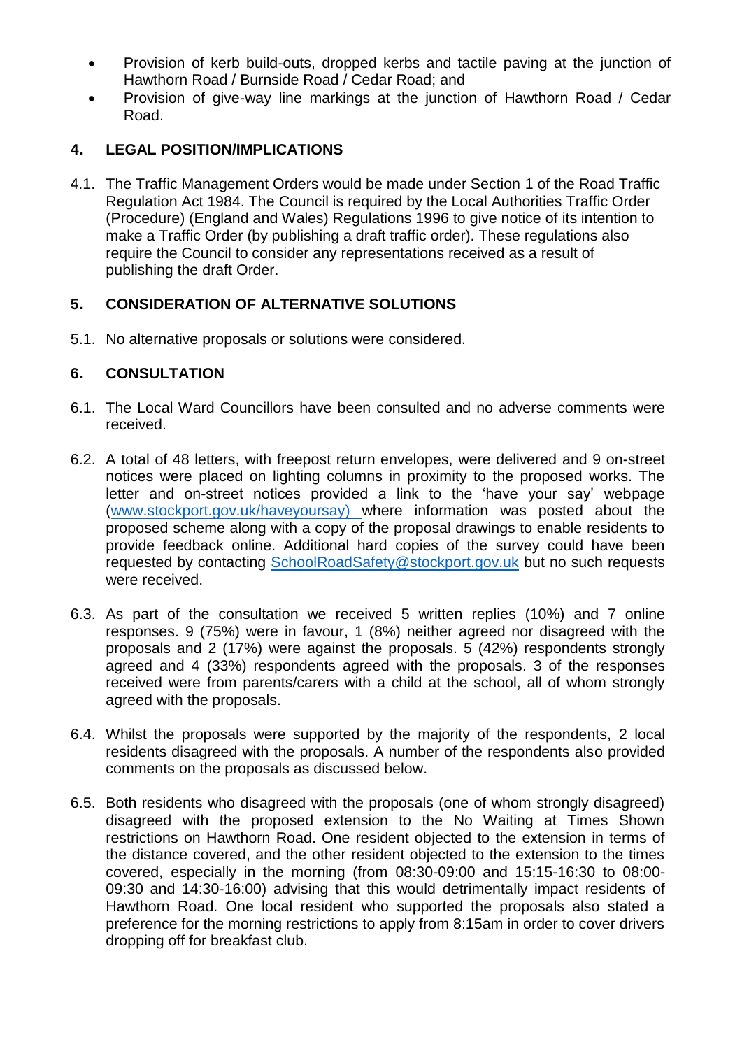- Provision of kerb build-outs, dropped kerbs and tactile paving at the junction of Hawthorn Road / Burnside Road / Cedar Road; and
- Provision of give-way line markings at the junction of Hawthorn Road / Cedar Road.

## 4. LEGAL POSITION/IMPLICATIONS

4.1. The Traffic Management Orders would be made under Section 1 of the Road Traffic Regulation Act 1984. The Council is required by the Local Authorities Traffic Order (Procedure) (England and Wales) Regulations 1996 to give notice of its intention to make a Traffic Order (by publishing a draft traffic order). These regulations also require the Council to consider any representations received as a result of publishing the draft Order.

## 5. CONSIDERATION OF ALTERNATIVE SOLUTIONS

5.1. No alternative proposals or solutions were considered.

## 6. CONSULTATION

6.1. The Local Ward Councillors have been consulted and no adverse comments were received.

6.2. A total of 48 letters, with freepost return envelopes, were delivered and 9 on-street notices were placed on lighting columns in proximity to the proposed works. The letter and on-street notices provided a link to the 'have your say' webpage (www.stockport.gov.uk/haveyoursay) where information was posted about the proposed scheme along with a copy of the proposal drawings to enable residents to provide feedback online. Additional hard copies of the survey could have been requested by contacting SchoolRoadSafety@stockport.gov.uk but no such requests were received.

6.3. As part of the consultation we received 5 written replies (10%) and 7 online responses. 9 (75%) were in favour, 1 (8%) neither agreed nor disagreed with the proposals and 2 (17%) were against the proposals. 5 (42%) respondents strongly agreed and 4 (33%) respondents agreed with the proposals. 3 of the responses received were from parents/carers with a child at the school, all of whom strongly agreed with the proposals.

6.4. Whilst the proposals were supported by the majority of the respondents, 2 local residents disagreed with the proposals. A number of the respondents also provided comments on the proposals as discussed below.

6.5. Both residents who disagreed with the proposals (one of whom strongly disagreed) disagreed with the proposed extension to the No Waiting at Times Shown restrictions on Hawthorn Road. One resident objected to the extension in terms of the distance covered, and the other resident objected to the extension to the times covered, especially in the morning (from 08:30-09:00 and 15:15-16:30 to 08:00-09:30 and 14:30-16:00) advising that this would detrimentally impact residents of Hawthorn Road. One local resident who supported the proposals also stated a preference for the morning restrictions to apply from 8:15am in order to cover drivers dropping off for breakfast club.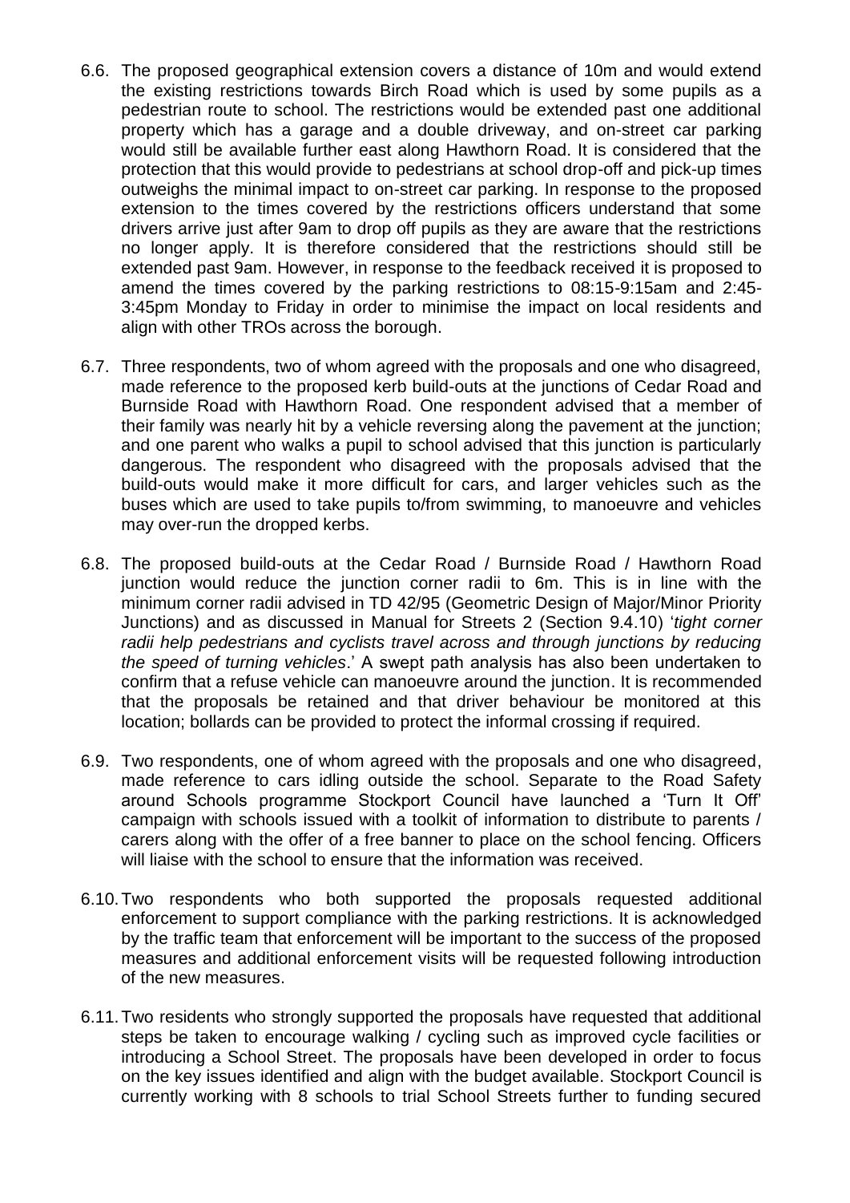6.6. The proposed geographical extension covers a distance of 10m and would extend the existing restrictions towards Birch Road which is used by some pupils as a pedestrian route to school. The restrictions would be extended past one additional property which has a garage and a double driveway, and on-street car parking would still be available further east along Hawthorn Road. It is considered that the protection that this would provide to pedestrians at school drop-off and pick-up times outweighs the minimal impact to on-street car parking. In response to the proposed extension to the times covered by the restrictions officers understand that some drivers arrive just after 9am to drop off pupils as they are aware that the restrictions no longer apply. It is therefore considered that the restrictions should still be extended past 9am. However, in response to the feedback received it is proposed to amend the times covered by the parking restrictions to 08:15-9:15am and 2:45-3:45pm Monday to Friday in order to minimise the impact on local residents and align with other TROs across the borough.

6.7. Three respondents, two of whom agreed with the proposals and one who disagreed, made reference to the proposed kerb build-outs at the junctions of Cedar Road and Burnside Road with Hawthorn Road. One respondent advised that a member of their family was nearly hit by a vehicle reversing along the pavement at the junction; and one parent who walks a pupil to school advised that this junction is particularly dangerous. The respondent who disagreed with the proposals advised that the build-outs would make it more difficult for cars, and larger vehicles such as the buses which are used to take pupils to/from swimming, to manoeuvre and vehicles may over-run the dropped kerbs.

6.8. The proposed build-outs at the Cedar Road / Burnside Road / Hawthorn Road junction would reduce the junction corner radii to 6m. This is in line with the minimum corner radii advised in TD 42/95 (Geometric Design of Major/Minor Priority Junctions) and as discussed in Manual for Streets 2 (Section 9.4.10) '*tight corner radii help pedestrians and cyclists travel across and through junctions by reducing the speed of turning vehicles*.' A swept path analysis has also been undertaken to confirm that a refuse vehicle can manoeuvre around the junction. It is recommended that the proposals be retained and that driver behaviour be monitored at this location; bollards can be provided to protect the informal crossing if required.

6.9. Two respondents, one of whom agreed with the proposals and one who disagreed, made reference to cars idling outside the school. Separate to the Road Safety around Schools programme Stockport Council have launched a 'Turn It Off' campaign with schools issued with a toolkit of information to distribute to parents / carers along with the offer of a free banner to place on the school fencing. Officers will liaise with the school to ensure that the information was received.

6.10. Two respondents who both supported the proposals requested additional enforcement to support compliance with the parking restrictions. It is acknowledged by the traffic team that enforcement will be important to the success of the proposed measures and additional enforcement visits will be requested following introduction of the new measures.

6.11. Two residents who strongly supported the proposals have requested that additional steps be taken to encourage walking / cycling such as improved cycle facilities or introducing a School Street. The proposals have been developed in order to focus on the key issues identified and align with the budget available. Stockport Council is currently working with 8 schools to trial School Streets further to funding secured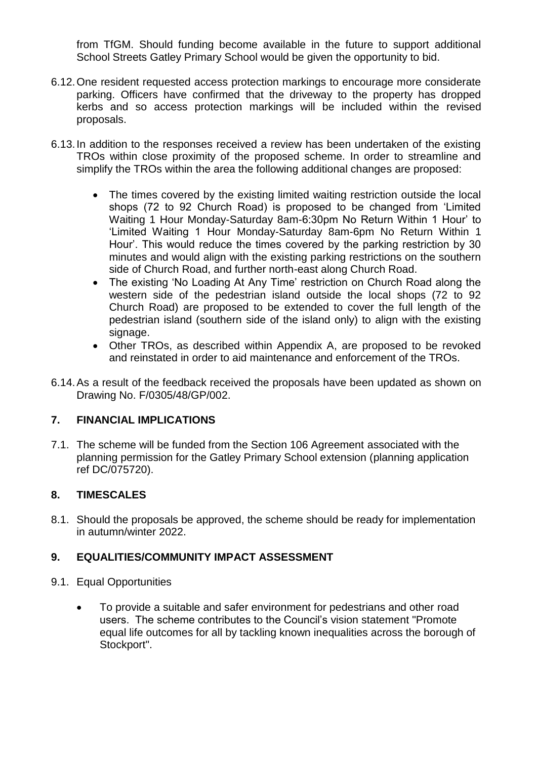from TfGM. Should funding become available in the future to support additional School Streets Gatley Primary School would be given the opportunity to bid.

6.12. One resident requested access protection markings to encourage more considerate parking. Officers have confirmed that the driveway to the property has dropped kerbs and so access protection markings will be included within the revised proposals.

6.13. In addition to the responses received a review has been undertaken of the existing TROs within close proximity of the proposed scheme. In order to streamline and simplify the TROs within the area the following additional changes are proposed:

- The times covered by the existing limited waiting restriction outside the local shops (72 to 92 Church Road) is proposed to be changed from 'Limited Waiting 1 Hour Monday-Saturday 8am-6:30pm No Return Within 1 Hour' to 'Limited Waiting 1 Hour Monday-Saturday 8am-6pm No Return Within 1 Hour'. This would reduce the times covered by the parking restriction by 30 minutes and would align with the existing parking restrictions on the southern side of Church Road, and further north-east along Church Road.
- The existing 'No Loading At Any Time' restriction on Church Road along the western side of the pedestrian island outside the local shops (72 to 92 Church Road) are proposed to be extended to cover the full length of the pedestrian island (southern side of the island only) to align with the existing signage.
- Other TROs, as described within Appendix A, are proposed to be revoked and reinstated in order to aid maintenance and enforcement of the TROs.

6.14. As a result of the feedback received the proposals have been updated as shown on Drawing No. F/0305/48/GP/002.

## 7. FINANCIAL IMPLICATIONS

7.1. The scheme will be funded from the Section 106 Agreement associated with the planning permission for the Gatley Primary School extension (planning application ref DC/075720).

## 8. TIMESCALES

8.1. Should the proposals be approved, the scheme should be ready for implementation in autumn/winter 2022.

## 9. EQUALITIES/COMMUNITY IMPACT ASSESSMENT

9.1. Equal Opportunities

- To provide a suitable and safer environment for pedestrians and other road users. The scheme contributes to the Council's vision statement "Promote equal life outcomes for all by tackling known inequalities across the borough of Stockport".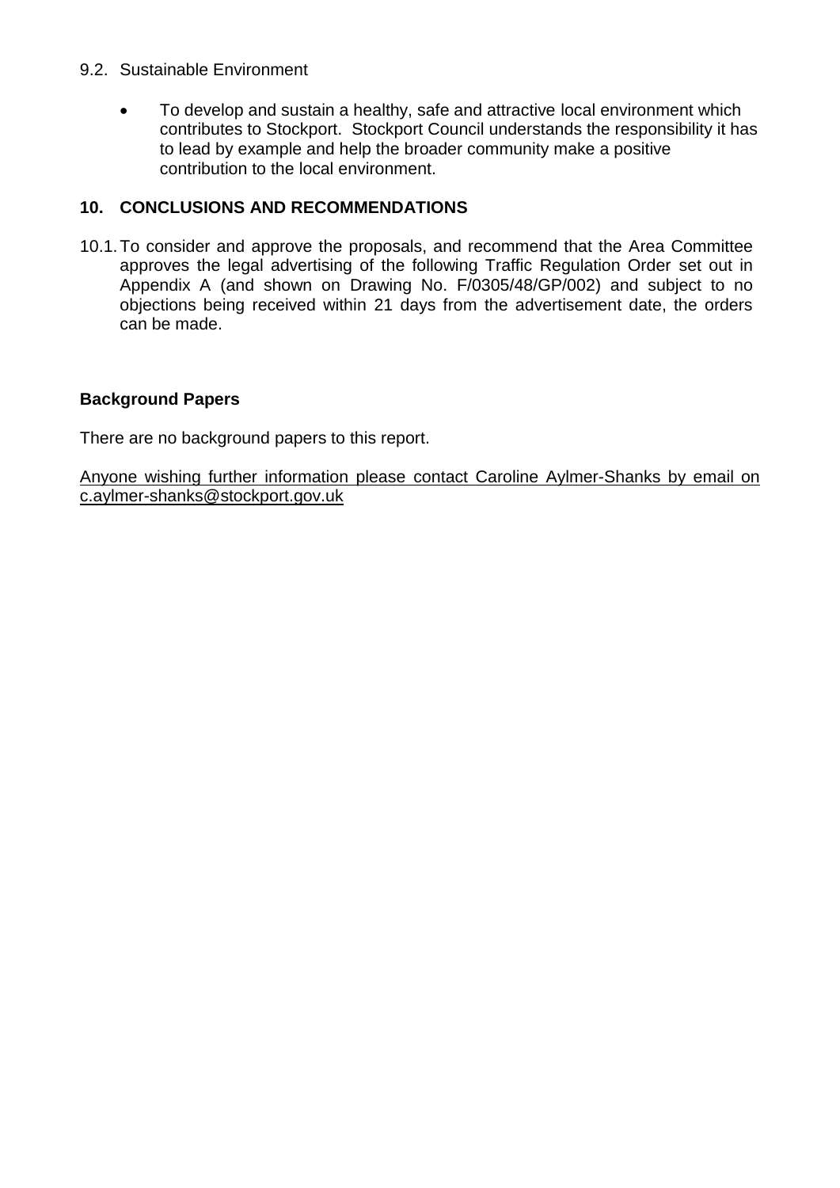9.2. Sustainable Environment

- To develop and sustain a healthy, safe and attractive local environment which contributes to Stockport. Stockport Council understands the responsibility it has to lead by example and help the broader community make a positive contribution to the local environment.

## 10. CONCLUSIONS AND RECOMMENDATIONS

10.1. To consider and approve the proposals, and recommend that the Area Committee approves the legal advertising of the following Traffic Regulation Order set out in Appendix A (and shown on Drawing No. F/0305/48/GP/002) and subject to no objections being received within 21 days from the advertisement date, the orders can be made.

**Background Papers**

There are no background papers to this report.

Anyone wishing further information please contact Caroline Aylmer-Shanks by email on c.aylmer-shanks@stockport.gov.uk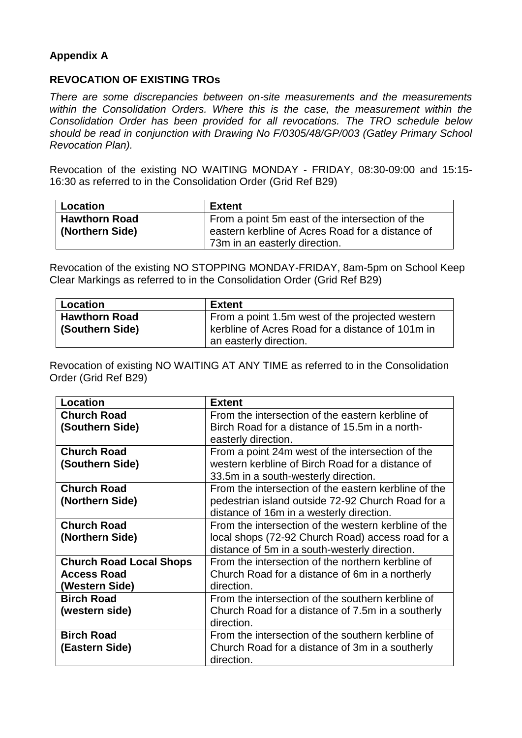**Appendix A**

**REVOCATION OF EXISTING TROs**

*There are some discrepancies between on-site measurements and the measurements within the Consolidation Orders. Where this is the case, the measurement within the Consolidation Order has been provided for all revocations. The TRO schedule below should be read in conjunction with Drawing No F/0305/48/GP/003 (Gatley Primary School Revocation Plan).*

Revocation of the existing NO WAITING MONDAY - FRIDAY, 08:30-09:00 and 15:15-16:30 as referred to in the Consolidation Order (Grid Ref B29)

| Location | Extent |
|---|---|
| **Hawthorn Road (Northern Side)** | From a point 5m east of the intersection of the eastern kerbline of Acres Road for a distance of 73m in an easterly direction. |

Revocation of the existing NO STOPPING MONDAY-FRIDAY, 8am-5pm on School Keep Clear Markings as referred to in the Consolidation Order (Grid Ref B29)

| Location | Extent |
|---|---|
| **Hawthorn Road (Southern Side)** | From a point 1.5m west of the projected western kerbline of Acres Road for a distance of 101m in an easterly direction. |

Revocation of existing NO WAITING AT ANY TIME as referred to in the Consolidation Order (Grid Ref B29)

| Location | Extent |
|---|---|
| **Church Road (Southern Side)** | From the intersection of the eastern kerbline of Birch Road for a distance of 15.5m in a north-easterly direction. |
| **Church Road (Southern Side)** | From a point 24m west of the intersection of the western kerbline of Birch Road for a distance of 33.5m in a south-westerly direction. |
| **Church Road (Northern Side)** | From the intersection of the eastern kerbline of the pedestrian island outside 72-92 Church Road for a distance of 16m in a westerly direction. |
| **Church Road (Northern Side)** | From the intersection of the western kerbline of the local shops (72-92 Church Road) access road for a distance of 5m in a south-westerly direction. |
| **Church Road Local Shops Access Road (Western Side)** | From the intersection of the northern kerbline of Church Road for a distance of 6m in a northerly direction. |
| **Birch Road (western side)** | From the intersection of the southern kerbline of Church Road for a distance of 7.5m in a southerly direction. |
| **Birch Road (Eastern Side)** | From the intersection of the southern kerbline of Church Road for a distance of 3m in a southerly direction. |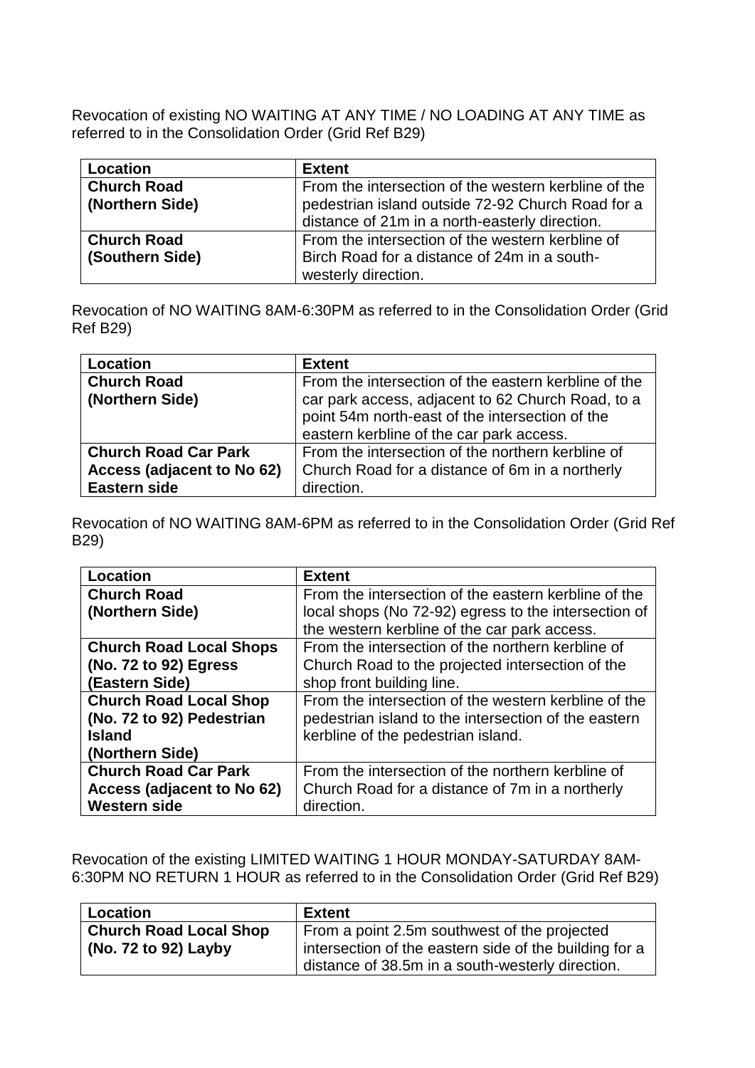Revocation of existing NO WAITING AT ANY TIME / NO LOADING AT ANY TIME as referred to in the Consolidation Order (Grid Ref B29)

| Location | Extent |
|---|---|
| **Church Road (Northern Side)** | From the intersection of the western kerbline of the pedestrian island outside 72-92 Church Road for a distance of 21m in a north-easterly direction. |
| **Church Road (Southern Side)** | From the intersection of the western kerbline of Birch Road for a distance of 24m in a south-westerly direction. |

Revocation of NO WAITING 8AM-6:30PM as referred to in the Consolidation Order (Grid Ref B29)

| Location | Extent |
|---|---|
| **Church Road (Northern Side)** | From the intersection of the eastern kerbline of the car park access, adjacent to 62 Church Road, to a point 54m north-east of the intersection of the eastern kerbline of the car park access. |
| **Church Road Car Park Access (adjacent to No 62) Eastern side** | From the intersection of the northern kerbline of Church Road for a distance of 6m in a northerly direction. |

Revocation of NO WAITING 8AM-6PM as referred to in the Consolidation Order (Grid Ref B29)

| Location | Extent |
|---|---|
| **Church Road (Northern Side)** | From the intersection of the eastern kerbline of the local shops (No 72-92) egress to the intersection of the western kerbline of the car park access. |
| **Church Road Local Shops (No. 72 to 92) Egress (Eastern Side)** | From the intersection of the northern kerbline of Church Road to the projected intersection of the shop front building line. |
| **Church Road Local Shop (No. 72 to 92) Pedestrian Island (Northern Side)** | From the intersection of the western kerbline of the pedestrian island to the intersection of the eastern kerbline of the pedestrian island. |
| **Church Road Car Park Access (adjacent to No 62) Western side** | From the intersection of the northern kerbline of Church Road for a distance of 7m in a northerly direction. |

Revocation of the existing LIMITED WAITING 1 HOUR MONDAY-SATURDAY 8AM-6:30PM NO RETURN 1 HOUR as referred to in the Consolidation Order (Grid Ref B29)

| Location | Extent |
|---|---|
| **Church Road Local Shop (No. 72 to 92) Layby** | From a point 2.5m southwest of the projected intersection of the eastern side of the building for a distance of 38.5m in a south-westerly direction. |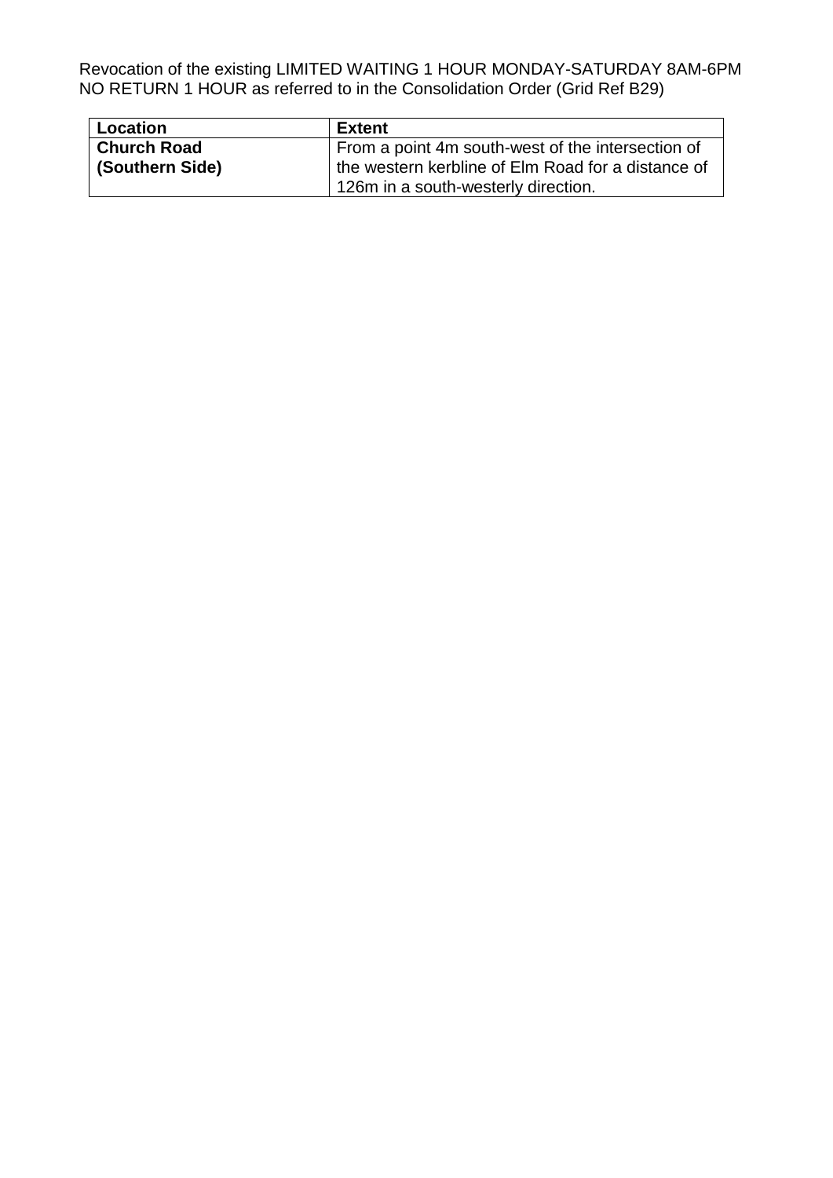Revocation of the existing LIMITED WAITING 1 HOUR MONDAY-SATURDAY 8AM-6PM NO RETURN 1 HOUR as referred to in the Consolidation Order (Grid Ref B29)

| Location | Extent |
| --- | --- |
| **Church Road (Southern Side)** | From a point 4m south-west of the intersection of the western kerbline of Elm Road for a distance of 126m in a south-westerly direction. |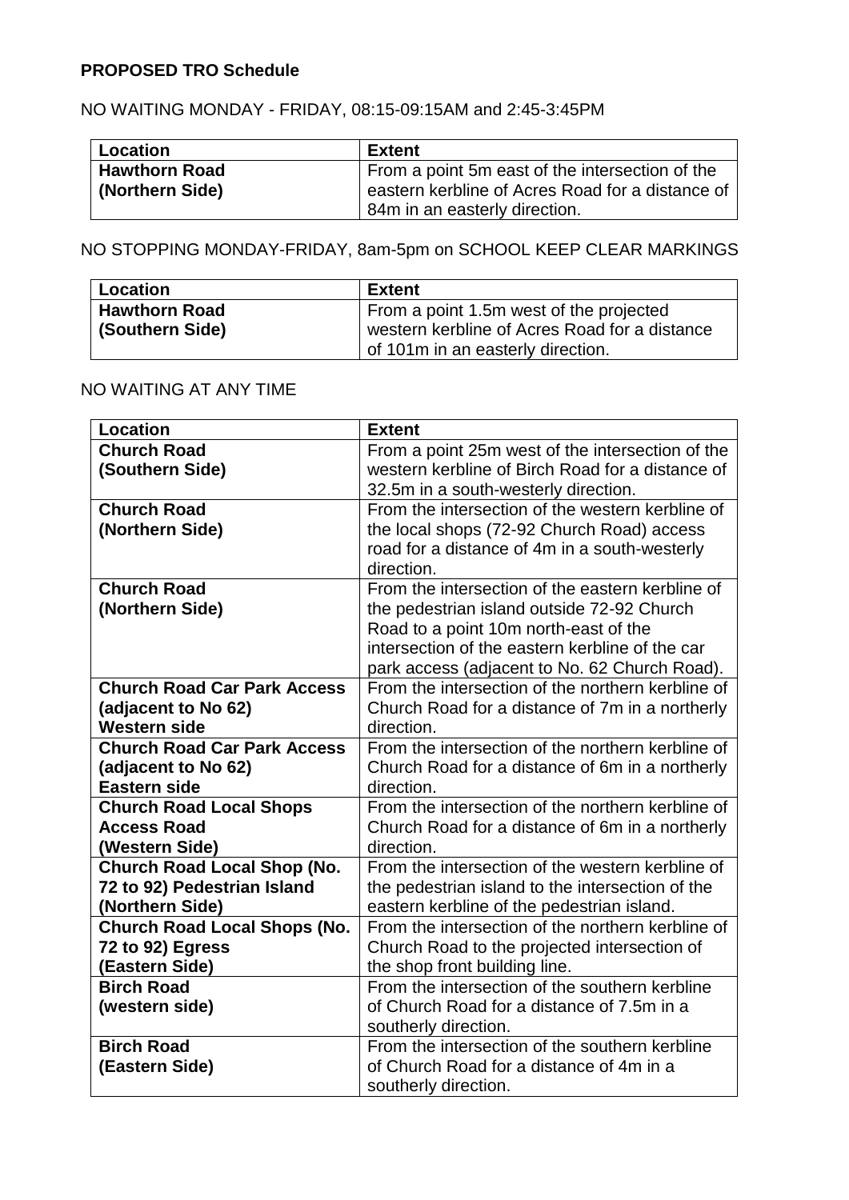**PROPOSED TRO Schedule**

NO WAITING MONDAY - FRIDAY, 08:15-09:15AM and 2:45-3:45PM

| Location | Extent |
| --- | --- |
| **Hawthorn Road (Northern Side)** | From a point 5m east of the intersection of the eastern kerbline of Acres Road for a distance of 84m in an easterly direction. |

NO STOPPING MONDAY-FRIDAY, 8am-5pm on SCHOOL KEEP CLEAR MARKINGS

| Location | Extent |
| --- | --- |
| **Hawthorn Road (Southern Side)** | From a point 1.5m west of the projected western kerbline of Acres Road for a distance of 101m in an easterly direction. |

NO WAITING AT ANY TIME

| Location | Extent |
| --- | --- |
| **Church Road (Southern Side)** | From a point 25m west of the intersection of the western kerbline of Birch Road for a distance of 32.5m in a south-westerly direction. |
| **Church Road (Northern Side)** | From the intersection of the western kerbline of the local shops (72-92 Church Road) access road for a distance of 4m in a south-westerly direction. |
| **Church Road (Northern Side)** | From the intersection of the eastern kerbline of the pedestrian island outside 72-92 Church Road to a point 10m north-east of the intersection of the eastern kerbline of the car park access (adjacent to No. 62 Church Road). |
| **Church Road Car Park Access (adjacent to No 62) Western side** | From the intersection of the northern kerbline of Church Road for a distance of 7m in a northerly direction. |
| **Church Road Car Park Access (adjacent to No 62) Eastern side** | From the intersection of the northern kerbline of Church Road for a distance of 6m in a northerly direction. |
| **Church Road Local Shops Access Road (Western Side)** | From the intersection of the northern kerbline of Church Road for a distance of 6m in a northerly direction. |
| **Church Road Local Shop (No. 72 to 92) Pedestrian Island (Northern Side)** | From the intersection of the western kerbline of the pedestrian island to the intersection of the eastern kerbline of the pedestrian island. |
| **Church Road Local Shops (No. 72 to 92) Egress (Eastern Side)** | From the intersection of the northern kerbline of Church Road to the projected intersection of the shop front building line. |
| **Birch Road (western side)** | From the intersection of the southern kerbline of Church Road for a distance of 7.5m in a southerly direction. |
| **Birch Road (Eastern Side)** | From the intersection of the southern kerbline of Church Road for a distance of 4m in a southerly direction. |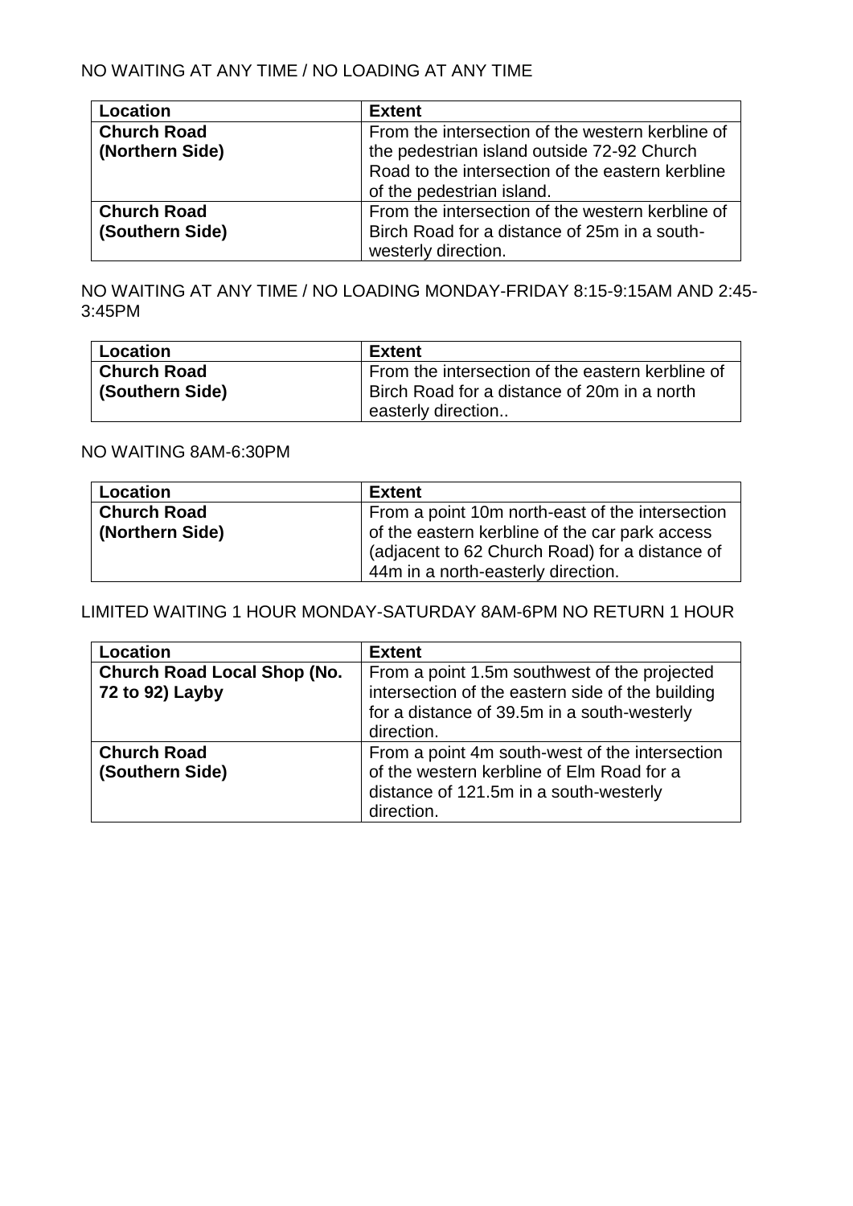NO WAITING AT ANY TIME / NO LOADING AT ANY TIME

| **Location** | **Extent** |
|---|---|
| **Church Road (Northern Side)** | From the intersection of the western kerbline of the pedestrian island outside 72-92 Church Road to the intersection of the eastern kerbline of the pedestrian island. |
| **Church Road (Southern Side)** | From the intersection of the western kerbline of Birch Road for a distance of 25m in a south-westerly direction. |

NO WAITING AT ANY TIME / NO LOADING MONDAY-FRIDAY 8:15-9:15AM AND 2:45-3:45PM

| **Location** | **Extent** |
|---|---|
| **Church Road (Southern Side)** | From the intersection of the eastern kerbline of Birch Road for a distance of 20m in a north easterly direction.. |

NO WAITING 8AM-6:30PM

| **Location** | **Extent** |
|---|---|
| **Church Road (Northern Side)** | From a point 10m north-east of the intersection of the eastern kerbline of the car park access (adjacent to 62 Church Road) for a distance of 44m in a north-easterly direction. |

LIMITED WAITING 1 HOUR MONDAY-SATURDAY 8AM-6PM NO RETURN 1 HOUR

| **Location** | **Extent** |
|---|---|
| **Church Road Local Shop (No. 72 to 92) Layby** | From a point 1.5m southwest of the projected intersection of the eastern side of the building for a distance of 39.5m in a south-westerly direction. |
| **Church Road (Southern Side)** | From a point 4m south-west of the intersection of the western kerbline of Elm Road for a distance of 121.5m in a south-westerly direction. |